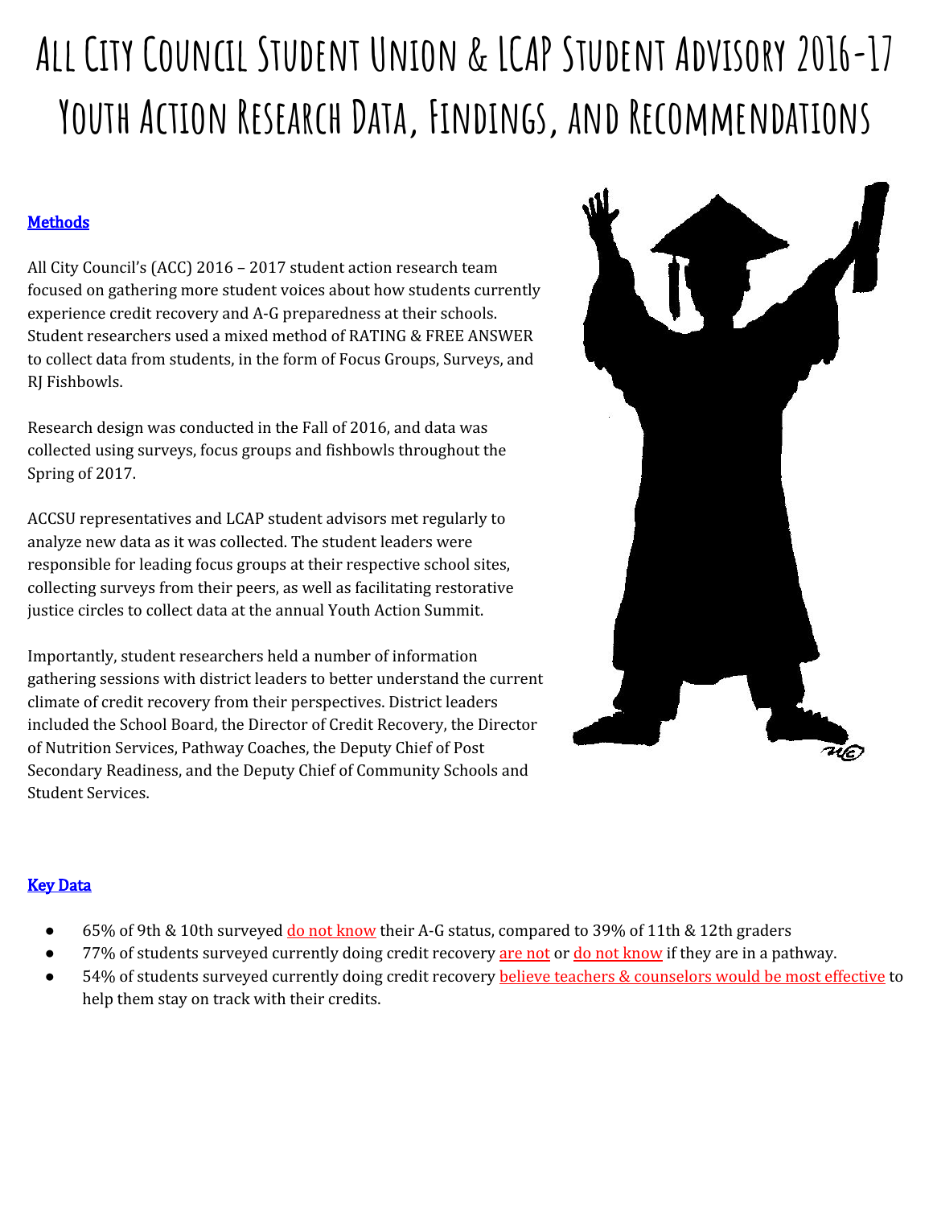# All City Council Student Union & LCAP Student Advisory 2016-17 Youth Action Research Data, Findings, and Recommendations

## Methods

All City Council's (ACC) 2016 – 2017 student action research team focused on gathering more student voices about how students currently experience credit recovery and A-G preparedness at their schools. Student researchers used a mixed method of RATING & FREE ANSWER to collect data from students, in the form of Focus Groups, Surveys, and RJ Fishbowls.

Research design was conducted in the Fall of 2016, and data was collected using surveys, focus groups and fishbowls throughout the Spring of 2017.

ACCSU representatives and LCAP student advisors met regularly to analyze new data as it was collected. The student leaders were responsible for leading focus groups at their respective school sites, collecting surveys from their peers, as well as facilitating restorative justice circles to collect data at the annual Youth Action Summit.

Importantly, student researchers held a number of information gathering sessions with district leaders to better understand the current climate of credit recovery from their perspectives. District leaders included the School Board, the Director of Credit Recovery, the Director of Nutrition Services, Pathway Coaches, the Deputy Chief of Post Secondary Readiness, and the Deputy Chief of Community Schools and Student Services.

## Key Data

- 65% of 9th & 10th surveyed do not know their A-G status, compared to 39% of 11th & 12th graders
- 77% of students surveyed currently doing credit recovery are not or do not know if they are in a pathway.
- 54% of students surveyed currently doing credit recovery believe teachers & counselors would be most effective to help them stay on track with their credits.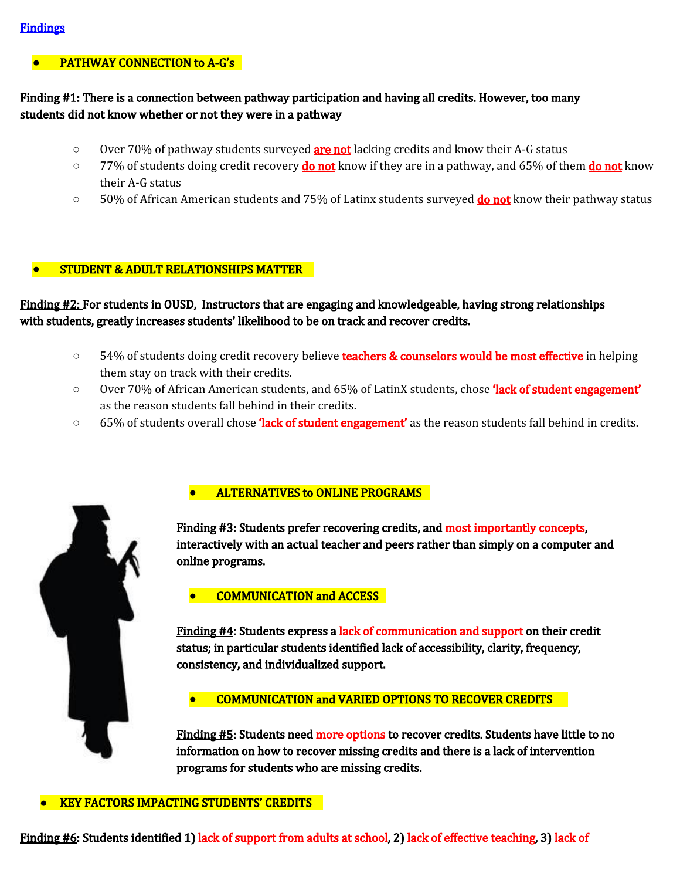## Findings

- **PATHWAY CONNECTION to A-G's**

**Finding #1: There is a connection between pathway participation and having all credits. However, too many students did not know whether or not they were in a pathway**

- Over 70% of pathway students surveyed **are not** lacking credits and know their A-G status
- 77% of students doing credit recovery **do not** know if they are in a pathway, and 65% of them **do not** know their A-G status
- 50% of African American students and 75% of Latinx students surveyed **do not** know their pathway status

- **STUDENT & ADULT RELATIONSHIPS MATTER**

**Finding #2: For students in OUSD, Instructors that are engaging and knowledgeable, having strong relationships with students, greatly increases students' likelihood to be on track and recover credits.**

- 54% of students doing credit recovery believe **teachers & counselors would be most effective** in helping them stay on track with their credits.
- Over 70% of African American students, and 65% of LatinX students, chose **'lack of student engagement'** as the reason students fall behind in their credits.
- 65% of students overall chose **'lack of student engagement'** as the reason students fall behind in credits.

- **ALTERNATIVES to ONLINE PROGRAMS**

**Finding #3: Students prefer recovering credits, and most importantly concepts, interactively with an actual teacher and peers rather than simply on a computer and online programs.**

- **COMMUNICATION and ACCESS**

**Finding #4: Students express a lack of communication and support on their credit status; in particular students identified lack of accessibility, clarity, frequency, consistency, and individualized support.**

- **COMMUNICATION and VARIED OPTIONS TO RECOVER CREDITS**

**Finding #5: Students need more options to recover credits. Students have little to no information on how to recover missing credits and there is a lack of intervention programs for students who are missing credits.**

- **KEY FACTORS IMPACTING STUDENTS' CREDITS**

**Finding #6: Students identified 1) lack of support from adults at school, 2) lack of effective teaching, 3) lack of**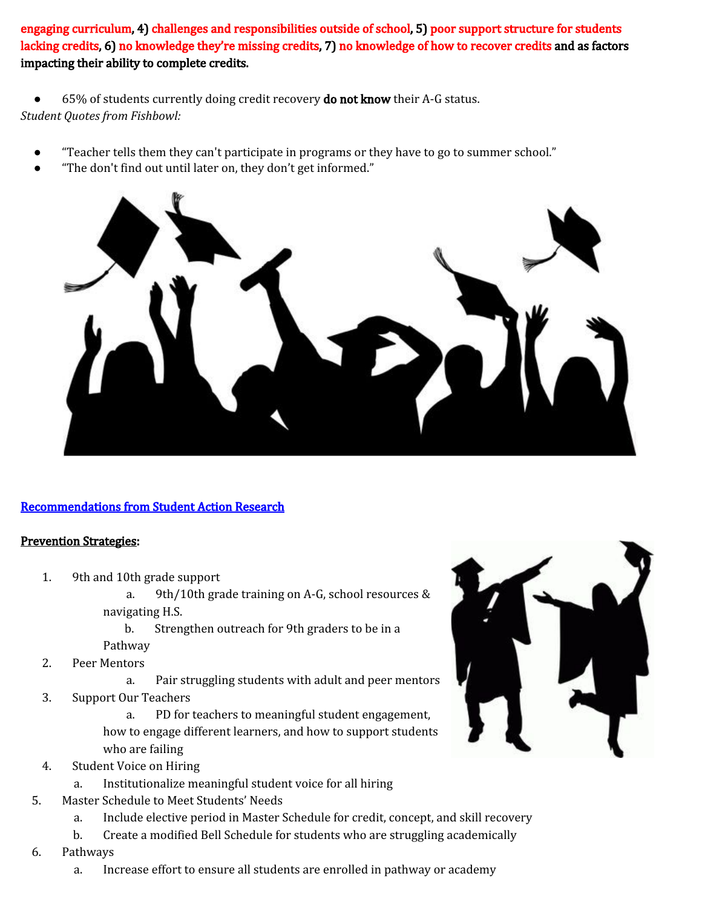**engaging curriculum, 4) challenges and responsibilities outside of school, 5) poor support structure for students lacking credits, 6) no knowledge they're missing credits, 7) no knowledge of how to recover credits and as factors impacting their ability to complete credits.**

- 65% of students currently doing credit recovery **do not know** their A-G status.

*Student Quotes from Fishbowl:*

- "Teacher tells them they can't participate in programs or they have to go to summer school."
- "The don't find out until later on, they don't get informed."

**Recommendations from Student Action Research**

**Prevention Strategies:**

1. 9th and 10th grade support
   a. 9th/10th grade training on A-G, school resources & navigating H.S.
   b. Strengthen outreach for 9th graders to be in a Pathway
2. Peer Mentors
   a. Pair struggling students with adult and peer mentors
3. Support Our Teachers
   a. PD for teachers to meaningful student engagement, how to engage different learners, and how to support students who are failing
4. Student Voice on Hiring
   a. Institutionalize meaningful student voice for all hiring
5. Master Schedule to Meet Students' Needs
   a. Include elective period in Master Schedule for credit, concept, and skill recovery
   b. Create a modified Bell Schedule for students who are struggling academically
6. Pathways
   a. Increase effort to ensure all students are enrolled in pathway or academy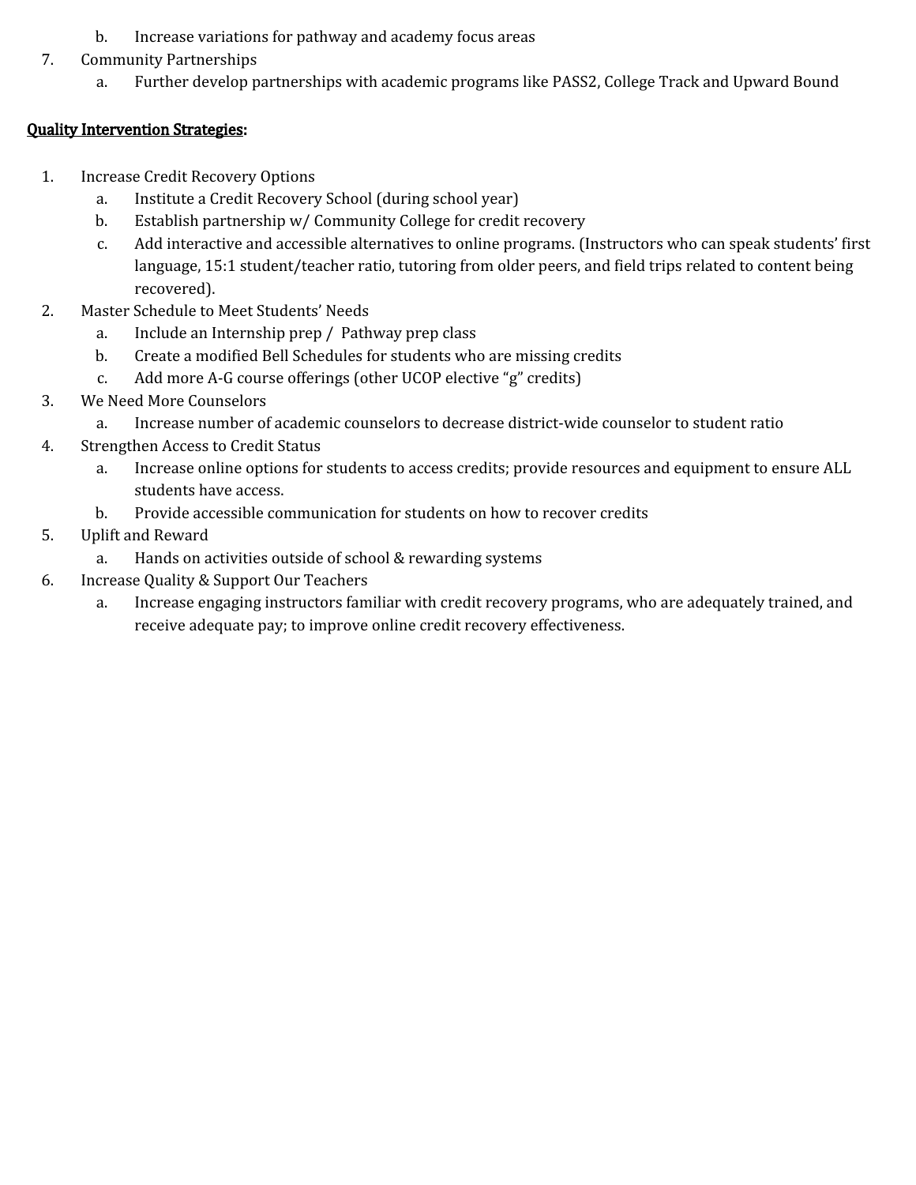b. Increase variations for pathway and academy focus areas
7. Community Partnerships
   a. Further develop partnerships with academic programs like PASS2, College Track and Upward Bound

**<u>Quality Intervention Strategies</u>:**

1. Increase Credit Recovery Options
   a. Institute a Credit Recovery School (during school year)
   b. Establish partnership w/ Community College for credit recovery
   c. Add interactive and accessible alternatives to online programs. (Instructors who can speak students' first language, 15:1 student/teacher ratio, tutoring from older peers, and field trips related to content being recovered).
2. Master Schedule to Meet Students' Needs
   a. Include an Internship prep / Pathway prep class
   b. Create a modified Bell Schedules for students who are missing credits
   c. Add more A-G course offerings (other UCOP elective "g" credits)
3. We Need More Counselors
   a. Increase number of academic counselors to decrease district-wide counselor to student ratio
4. Strengthen Access to Credit Status
   a. Increase online options for students to access credits; provide resources and equipment to ensure ALL students have access.
   b. Provide accessible communication for students on how to recover credits
5. Uplift and Reward
   a. Hands on activities outside of school & rewarding systems
6. Increase Quality & Support Our Teachers
   a. Increase engaging instructors familiar with credit recovery programs, who are adequately trained, and receive adequate pay; to improve online credit recovery effectiveness.